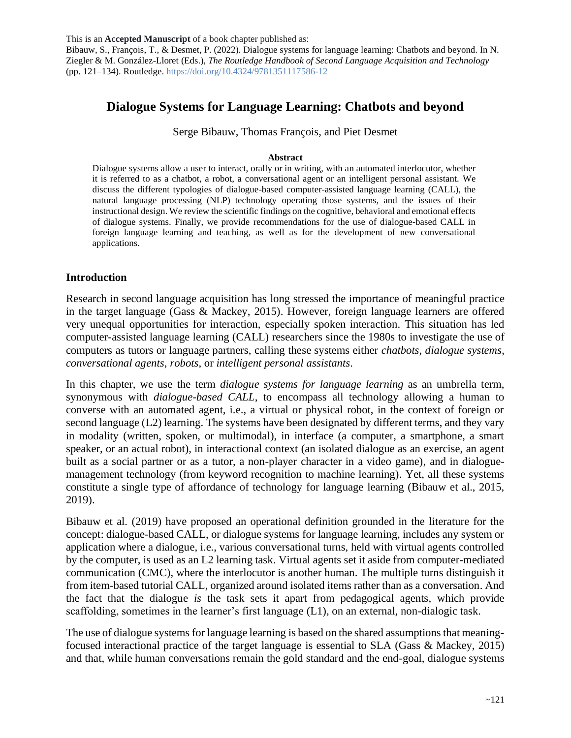This is an **Accepted Manuscript** of a book chapter published as:
Bibauw, S., François, T., & Desmet, P. (2022). Dialogue systems for language learning: Chatbots and beyond. In N. Ziegler & M. González-Lloret (Eds.), *The Routledge Handbook of Second Language Acquisition and Technology* (pp. 121–134). Routledge. https://doi.org/10.4324/9781351117586-12

# Dialogue Systems for Language Learning: Chatbots and beyond

Serge Bibauw, Thomas François, and Piet Desmet

**Abstract**

Dialogue systems allow a user to interact, orally or in writing, with an automated interlocutor, whether it is referred to as a chatbot, a robot, a conversational agent or an intelligent personal assistant. We discuss the different typologies of dialogue-based computer-assisted language learning (CALL), the natural language processing (NLP) technology operating those systems, and the issues of their instructional design. We review the scientific findings on the cognitive, behavioral and emotional effects of dialogue systems. Finally, we provide recommendations for the use of dialogue-based CALL in foreign language learning and teaching, as well as for the development of new conversational applications.

## Introduction

Research in second language acquisition has long stressed the importance of meaningful practice in the target language (Gass & Mackey, 2015). However, foreign language learners are offered very unequal opportunities for interaction, especially spoken interaction. This situation has led computer-assisted language learning (CALL) researchers since the 1980s to investigate the use of computers as tutors or language partners, calling these systems either *chatbots*, *dialogue systems*, *conversational agents*, *robots*, or *intelligent personal assistants*.

In this chapter, we use the term *dialogue systems for language learning* as an umbrella term, synonymous with *dialogue-based CALL*, to encompass all technology allowing a human to converse with an automated agent, i.e., a virtual or physical robot, in the context of foreign or second language (L2) learning. The systems have been designated by different terms, and they vary in modality (written, spoken, or multimodal), in interface (a computer, a smartphone, a smart speaker, or an actual robot), in interactional context (an isolated dialogue as an exercise, an agent built as a social partner or as a tutor, a non-player character in a video game), and in dialogue-management technology (from keyword recognition to machine learning). Yet, all these systems constitute a single type of affordance of technology for language learning (Bibauw et al., 2015, 2019).

Bibauw et al. (2019) have proposed an operational definition grounded in the literature for the concept: dialogue-based CALL, or dialogue systems for language learning, includes any system or application where a dialogue, i.e., various conversational turns, held with virtual agents controlled by the computer, is used as an L2 learning task. Virtual agents set it aside from computer-mediated communication (CMC), where the interlocutor is another human. The multiple turns distinguish it from item-based tutorial CALL, organized around isolated items rather than as a conversation. And the fact that the dialogue *is* the task sets it apart from pedagogical agents, which provide scaffolding, sometimes in the learner's first language (L1), on an external, non-dialogic task.

The use of dialogue systems for language learning is based on the shared assumptions that meaning-focused interactional practice of the target language is essential to SLA (Gass & Mackey, 2015) and that, while human conversations remain the gold standard and the end-goal, dialogue systems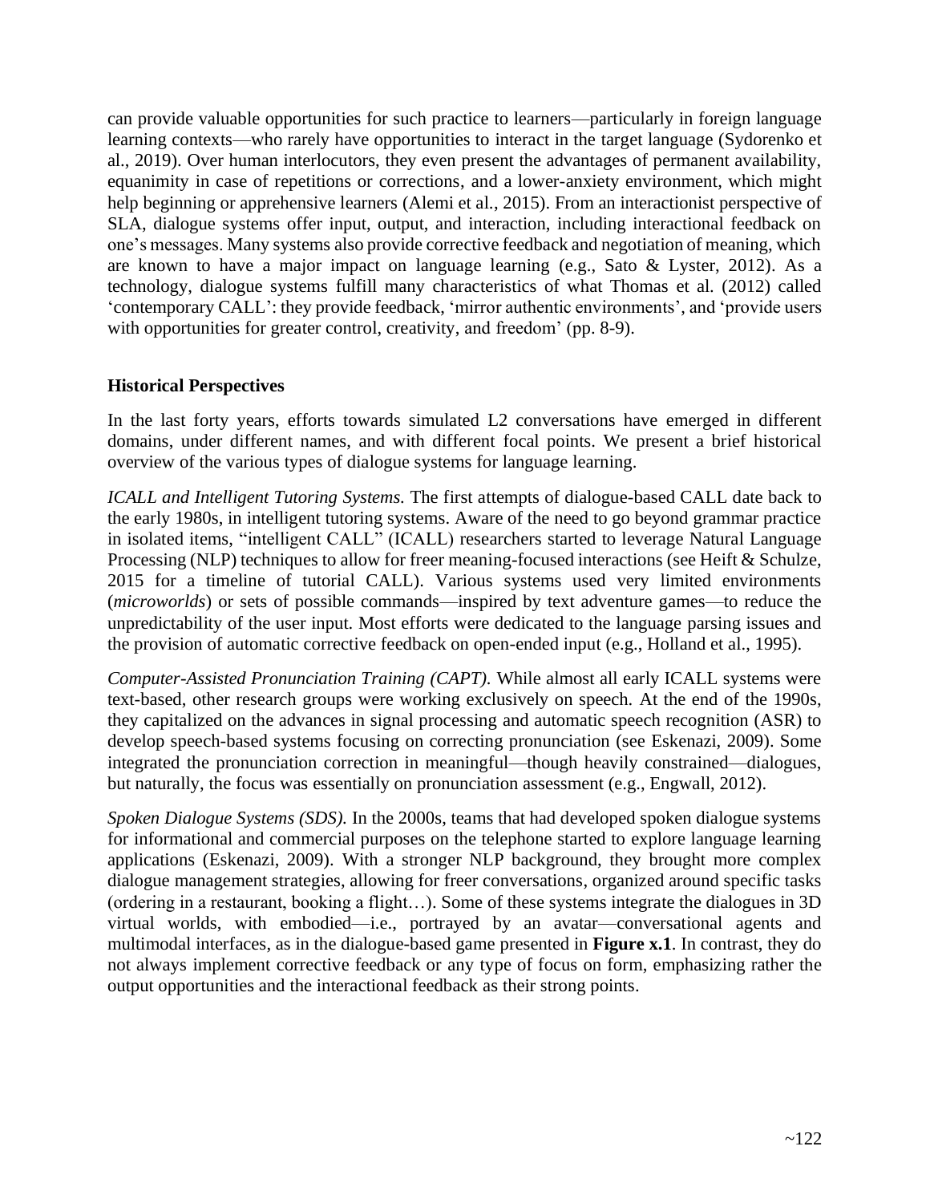can provide valuable opportunities for such practice to learners—particularly in foreign language learning contexts—who rarely have opportunities to interact in the target language (Sydorenko et al., 2019). Over human interlocutors, they even present the advantages of permanent availability, equanimity in case of repetitions or corrections, and a lower-anxiety environment, which might help beginning or apprehensive learners (Alemi et al., 2015). From an interactionist perspective of SLA, dialogue systems offer input, output, and interaction, including interactional feedback on one's messages. Many systems also provide corrective feedback and negotiation of meaning, which are known to have a major impact on language learning (e.g., Sato & Lyster, 2012). As a technology, dialogue systems fulfill many characteristics of what Thomas et al. (2012) called 'contemporary CALL': they provide feedback, 'mirror authentic environments', and 'provide users with opportunities for greater control, creativity, and freedom' (pp. 8-9).

### Historical Perspectives

In the last forty years, efforts towards simulated L2 conversations have emerged in different domains, under different names, and with different focal points. We present a brief historical overview of the various types of dialogue systems for language learning.

*ICALL and Intelligent Tutoring Systems.* The first attempts of dialogue-based CALL date back to the early 1980s, in intelligent tutoring systems. Aware of the need to go beyond grammar practice in isolated items, "intelligent CALL" (ICALL) researchers started to leverage Natural Language Processing (NLP) techniques to allow for freer meaning-focused interactions (see Heift & Schulze, 2015 for a timeline of tutorial CALL). Various systems used very limited environments (*microworlds*) or sets of possible commands—inspired by text adventure games—to reduce the unpredictability of the user input. Most efforts were dedicated to the language parsing issues and the provision of automatic corrective feedback on open-ended input (e.g., Holland et al., 1995).

*Computer-Assisted Pronunciation Training (CAPT).* While almost all early ICALL systems were text-based, other research groups were working exclusively on speech. At the end of the 1990s, they capitalized on the advances in signal processing and automatic speech recognition (ASR) to develop speech-based systems focusing on correcting pronunciation (see Eskenazi, 2009). Some integrated the pronunciation correction in meaningful—though heavily constrained—dialogues, but naturally, the focus was essentially on pronunciation assessment (e.g., Engwall, 2012).

*Spoken Dialogue Systems (SDS).* In the 2000s, teams that had developed spoken dialogue systems for informational and commercial purposes on the telephone started to explore language learning applications (Eskenazi, 2009). With a stronger NLP background, they brought more complex dialogue management strategies, allowing for freer conversations, organized around specific tasks (ordering in a restaurant, booking a flight…). Some of these systems integrate the dialogues in 3D virtual worlds, with embodied—i.e., portrayed by an avatar—conversational agents and multimodal interfaces, as in the dialogue-based game presented in **Figure x.1**. In contrast, they do not always implement corrective feedback or any type of focus on form, emphasizing rather the output opportunities and the interactional feedback as their strong points.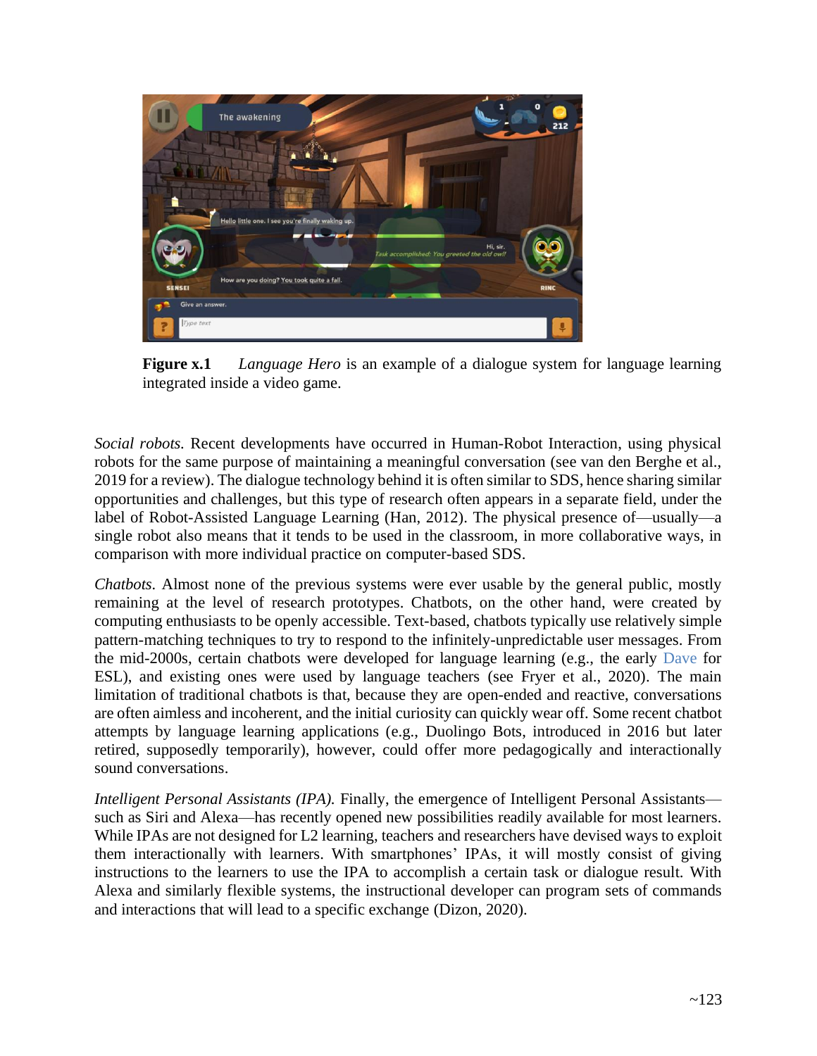**Figure x.1** *Language Hero* is an example of a dialogue system for language learning integrated inside a video game.

*Social robots.* Recent developments have occurred in Human-Robot Interaction, using physical robots for the same purpose of maintaining a meaningful conversation (see van den Berghe et al., 2019 for a review). The dialogue technology behind it is often similar to SDS, hence sharing similar opportunities and challenges, but this type of research often appears in a separate field, under the label of Robot-Assisted Language Learning (Han, 2012). The physical presence of—usually—a single robot also means that it tends to be used in the classroom, in more collaborative ways, in comparison with more individual practice on computer-based SDS.

*Chatbots.* Almost none of the previous systems were ever usable by the general public, mostly remaining at the level of research prototypes. Chatbots, on the other hand, were created by computing enthusiasts to be openly accessible. Text-based, chatbots typically use relatively simple pattern-matching techniques to try to respond to the infinitely-unpredictable user messages. From the mid-2000s, certain chatbots were developed for language learning (e.g., the early Dave for ESL), and existing ones were used by language teachers (see Fryer et al., 2020). The main limitation of traditional chatbots is that, because they are open-ended and reactive, conversations are often aimless and incoherent, and the initial curiosity can quickly wear off. Some recent chatbot attempts by language learning applications (e.g., Duolingo Bots, introduced in 2016 but later retired, supposedly temporarily), however, could offer more pedagogically and interactionally sound conversations.

*Intelligent Personal Assistants (IPA).* Finally, the emergence of Intelligent Personal Assistants—such as Siri and Alexa—has recently opened new possibilities readily available for most learners. While IPAs are not designed for L2 learning, teachers and researchers have devised ways to exploit them interactionally with learners. With smartphones' IPAs, it will mostly consist of giving instructions to the learners to use the IPA to accomplish a certain task or dialogue result. With Alexa and similarly flexible systems, the instructional developer can program sets of commands and interactions that will lead to a specific exchange (Dizon, 2020).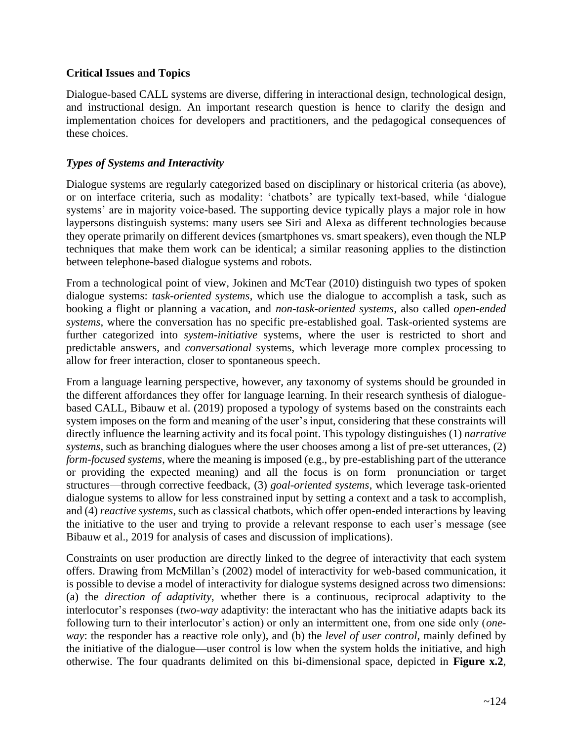**Critical Issues and Topics**

Dialogue-based CALL systems are diverse, differing in interactional design, technological design, and instructional design. An important research question is hence to clarify the design and implementation choices for developers and practitioners, and the pedagogical consequences of these choices.

***Types of Systems and Interactivity***

Dialogue systems are regularly categorized based on disciplinary or historical criteria (as above), or on interface criteria, such as modality: 'chatbots' are typically text-based, while 'dialogue systems' are in majority voice-based. The supporting device typically plays a major role in how laypersons distinguish systems: many users see Siri and Alexa as different technologies because they operate primarily on different devices (smartphones vs. smart speakers), even though the NLP techniques that make them work can be identical; a similar reasoning applies to the distinction between telephone-based dialogue systems and robots.

From a technological point of view, Jokinen and McTear (2010) distinguish two types of spoken dialogue systems: *task-oriented systems*, which use the dialogue to accomplish a task, such as booking a flight or planning a vacation, and *non-task-oriented systems*, also called *open-ended systems*, where the conversation has no specific pre-established goal. Task-oriented systems are further categorized into *system-initiative* systems, where the user is restricted to short and predictable answers, and *conversational* systems, which leverage more complex processing to allow for freer interaction, closer to spontaneous speech.

From a language learning perspective, however, any taxonomy of systems should be grounded in the different affordances they offer for language learning. In their research synthesis of dialogue-based CALL, Bibauw et al. (2019) proposed a typology of systems based on the constraints each system imposes on the form and meaning of the user's input, considering that these constraints will directly influence the learning activity and its focal point. This typology distinguishes (1) *narrative systems*, such as branching dialogues where the user chooses among a list of pre-set utterances, (2) *form-focused systems*, where the meaning is imposed (e.g., by pre-establishing part of the utterance or providing the expected meaning) and all the focus is on form—pronunciation or target structures—through corrective feedback, (3) *goal-oriented systems*, which leverage task-oriented dialogue systems to allow for less constrained input by setting a context and a task to accomplish, and (4) *reactive systems*, such as classical chatbots, which offer open-ended interactions by leaving the initiative to the user and trying to provide a relevant response to each user's message (see Bibauw et al., 2019 for analysis of cases and discussion of implications).

Constraints on user production are directly linked to the degree of interactivity that each system offers. Drawing from McMillan's (2002) model of interactivity for web-based communication, it is possible to devise a model of interactivity for dialogue systems designed across two dimensions: (a) the *direction of adaptivity*, whether there is a continuous, reciprocal adaptivity to the interlocutor's responses (*two-way* adaptivity: the interactant who has the initiative adapts back its following turn to their interlocutor's action) or only an intermittent one, from one side only (*one-way*: the responder has a reactive role only), and (b) the *level of user control*, mainly defined by the initiative of the dialogue—user control is low when the system holds the initiative, and high otherwise. The four quadrants delimited on this bi-dimensional space, depicted in **Figure x.2**,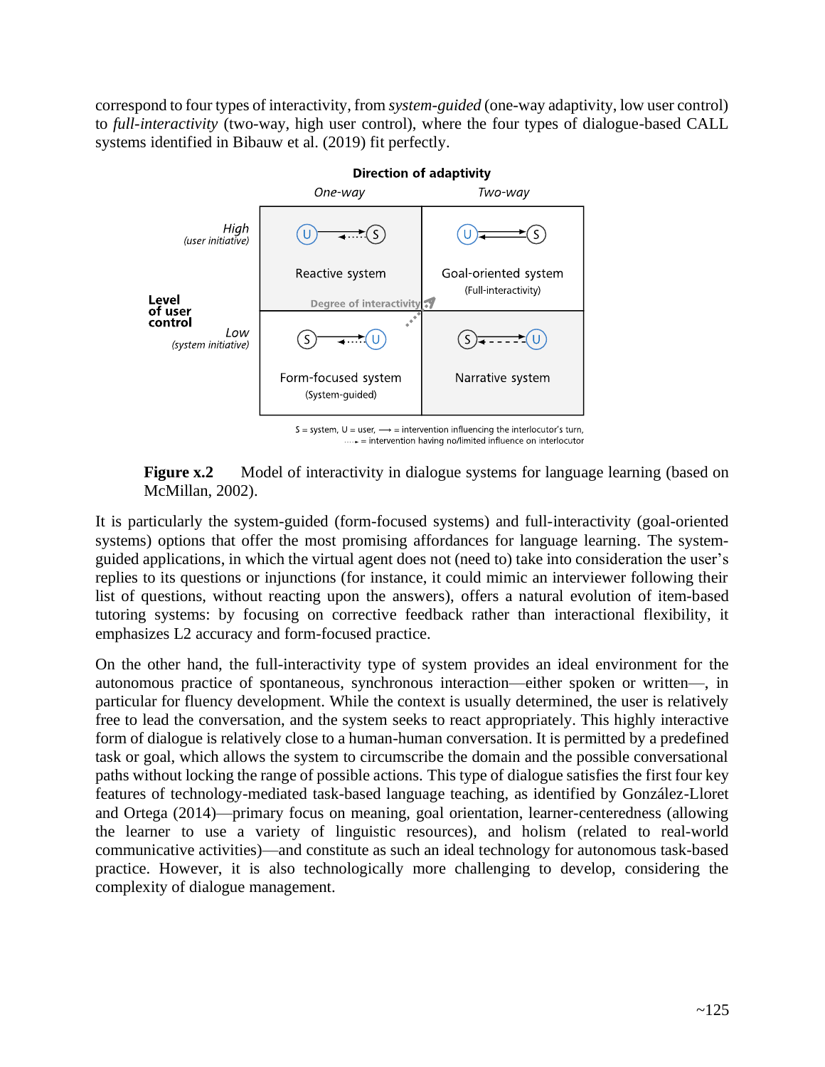correspond to four types of interactivity, from *system-guided* (one-way adaptivity, low user control) to *full-interactivity* (two-way, high user control), where the four types of dialogue-based CALL systems identified in Bibauw et al. (2019) fit perfectly.

| **Level of user control** | **Direction of adaptivity:** *One-way* | *Two-way* |
|---|---|---|
| *High* (*user initiative*) | Reactive system | Goal-oriented system (Full-interactivity) |
| *Low* (*system initiative*) | Form-focused system (System-guided) | Narrative system |

Degree of interactivity

S = system, U = user, ⟶ = intervention influencing the interlocutor's turn, ····▸ = intervention having no/limited influence on interlocutor

**Figure x.2** Model of interactivity in dialogue systems for language learning (based on McMillan, 2002).

It is particularly the system-guided (form-focused systems) and full-interactivity (goal-oriented systems) options that offer the most promising affordances for language learning. The system-guided applications, in which the virtual agent does not (need to) take into consideration the user's replies to its questions or injunctions (for instance, it could mimic an interviewer following their list of questions, without reacting upon the answers), offers a natural evolution of item-based tutoring systems: by focusing on corrective feedback rather than interactional flexibility, it emphasizes L2 accuracy and form-focused practice.

On the other hand, the full-interactivity type of system provides an ideal environment for the autonomous practice of spontaneous, synchronous interaction—either spoken or written—, in particular for fluency development. While the context is usually determined, the user is relatively free to lead the conversation, and the system seeks to react appropriately. This highly interactive form of dialogue is relatively close to a human-human conversation. It is permitted by a predefined task or goal, which allows the system to circumscribe the domain and the possible conversational paths without locking the range of possible actions. This type of dialogue satisfies the first four key features of technology-mediated task-based language teaching, as identified by González-Lloret and Ortega (2014)—primary focus on meaning, goal orientation, learner-centeredness (allowing the learner to use a variety of linguistic resources), and holism (related to real-world communicative activities)—and constitute as such an ideal technology for autonomous task-based practice. However, it is also technologically more challenging to develop, considering the complexity of dialogue management.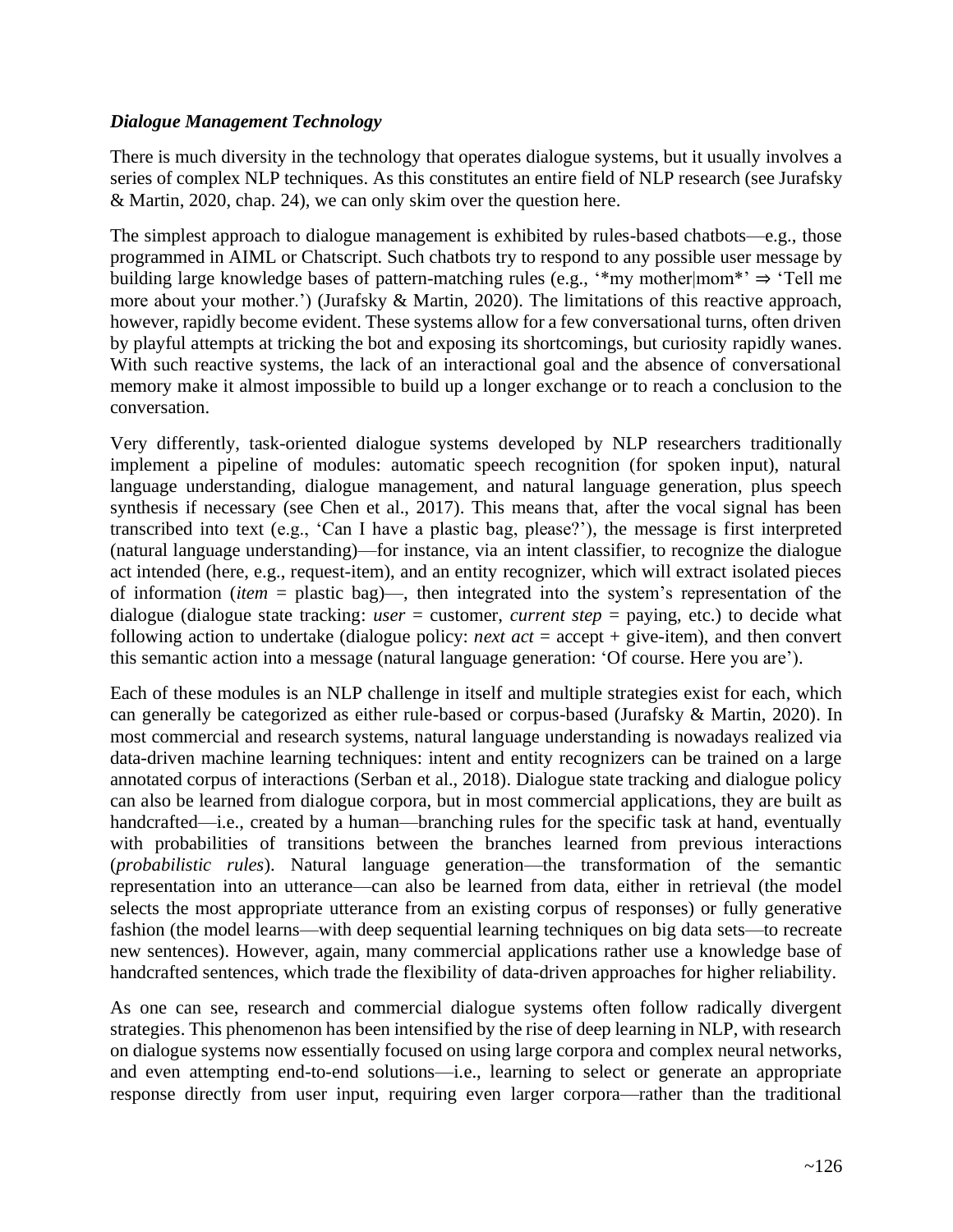### *Dialogue Management Technology*

There is much diversity in the technology that operates dialogue systems, but it usually involves a series of complex NLP techniques. As this constitutes an entire field of NLP research (see Jurafsky & Martin, 2020, chap. 24), we can only skim over the question here.

The simplest approach to dialogue management is exhibited by rules-based chatbots—e.g., those programmed in AIML or Chatscript. Such chatbots try to respond to any possible user message by building large knowledge bases of pattern-matching rules (e.g., '*my mother|mom*' ⇒ 'Tell me more about your mother.') (Jurafsky & Martin, 2020). The limitations of this reactive approach, however, rapidly become evident. These systems allow for a few conversational turns, often driven by playful attempts at tricking the bot and exposing its shortcomings, but curiosity rapidly wanes. With such reactive systems, the lack of an interactional goal and the absence of conversational memory make it almost impossible to build up a longer exchange or to reach a conclusion to the conversation.

Very differently, task-oriented dialogue systems developed by NLP researchers traditionally implement a pipeline of modules: automatic speech recognition (for spoken input), natural language understanding, dialogue management, and natural language generation, plus speech synthesis if necessary (see Chen et al., 2017). This means that, after the vocal signal has been transcribed into text (e.g., 'Can I have a plastic bag, please?'), the message is first interpreted (natural language understanding)—for instance, via an intent classifier, to recognize the dialogue act intended (here, e.g., request-item), and an entity recognizer, which will extract isolated pieces of information (*item* = plastic bag)—, then integrated into the system's representation of the dialogue (dialogue state tracking: *user* = customer, *current step* = paying, etc.) to decide what following action to undertake (dialogue policy: *next act* = accept + give-item), and then convert this semantic action into a message (natural language generation: 'Of course. Here you are').

Each of these modules is an NLP challenge in itself and multiple strategies exist for each, which can generally be categorized as either rule-based or corpus-based (Jurafsky & Martin, 2020). In most commercial and research systems, natural language understanding is nowadays realized via data-driven machine learning techniques: intent and entity recognizers can be trained on a large annotated corpus of interactions (Serban et al., 2018). Dialogue state tracking and dialogue policy can also be learned from dialogue corpora, but in most commercial applications, they are built as handcrafted—i.e., created by a human—branching rules for the specific task at hand, eventually with probabilities of transitions between the branches learned from previous interactions (*probabilistic rules*). Natural language generation—the transformation of the semantic representation into an utterance—can also be learned from data, either in retrieval (the model selects the most appropriate utterance from an existing corpus of responses) or fully generative fashion (the model learns—with deep sequential learning techniques on big data sets—to recreate new sentences). However, again, many commercial applications rather use a knowledge base of handcrafted sentences, which trade the flexibility of data-driven approaches for higher reliability.

As one can see, research and commercial dialogue systems often follow radically divergent strategies. This phenomenon has been intensified by the rise of deep learning in NLP, with research on dialogue systems now essentially focused on using large corpora and complex neural networks, and even attempting end-to-end solutions—i.e., learning to select or generate an appropriate response directly from user input, requiring even larger corpora—rather than the traditional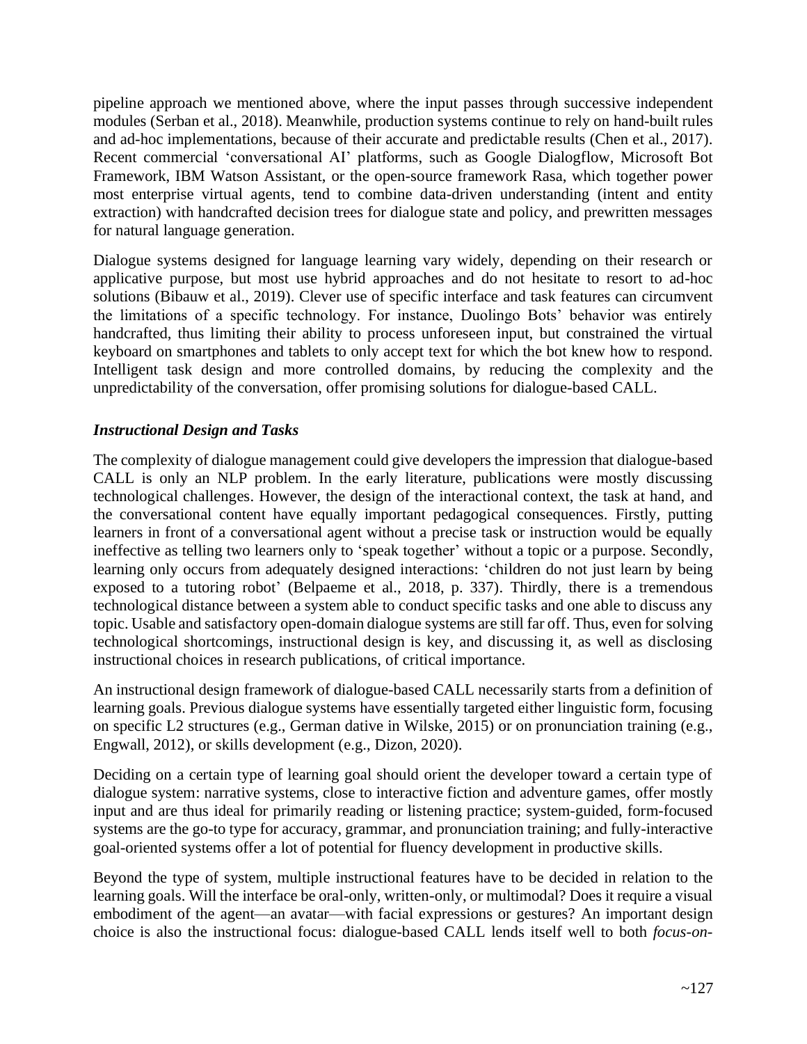pipeline approach we mentioned above, where the input passes through successive independent modules (Serban et al., 2018). Meanwhile, production systems continue to rely on hand-built rules and ad-hoc implementations, because of their accurate and predictable results (Chen et al., 2017). Recent commercial 'conversational AI' platforms, such as Google Dialogflow, Microsoft Bot Framework, IBM Watson Assistant, or the open-source framework Rasa, which together power most enterprise virtual agents, tend to combine data-driven understanding (intent and entity extraction) with handcrafted decision trees for dialogue state and policy, and prewritten messages for natural language generation.

Dialogue systems designed for language learning vary widely, depending on their research or applicative purpose, but most use hybrid approaches and do not hesitate to resort to ad-hoc solutions (Bibauw et al., 2019). Clever use of specific interface and task features can circumvent the limitations of a specific technology. For instance, Duolingo Bots' behavior was entirely handcrafted, thus limiting their ability to process unforeseen input, but constrained the virtual keyboard on smartphones and tablets to only accept text for which the bot knew how to respond. Intelligent task design and more controlled domains, by reducing the complexity and the unpredictability of the conversation, offer promising solutions for dialogue-based CALL.

### *Instructional Design and Tasks*

The complexity of dialogue management could give developers the impression that dialogue-based CALL is only an NLP problem. In the early literature, publications were mostly discussing technological challenges. However, the design of the interactional context, the task at hand, and the conversational content have equally important pedagogical consequences. Firstly, putting learners in front of a conversational agent without a precise task or instruction would be equally ineffective as telling two learners only to 'speak together' without a topic or a purpose. Secondly, learning only occurs from adequately designed interactions: 'children do not just learn by being exposed to a tutoring robot' (Belpaeme et al., 2018, p. 337). Thirdly, there is a tremendous technological distance between a system able to conduct specific tasks and one able to discuss any topic. Usable and satisfactory open-domain dialogue systems are still far off. Thus, even for solving technological shortcomings, instructional design is key, and discussing it, as well as disclosing instructional choices in research publications, of critical importance.

An instructional design framework of dialogue-based CALL necessarily starts from a definition of learning goals. Previous dialogue systems have essentially targeted either linguistic form, focusing on specific L2 structures (e.g., German dative in Wilske, 2015) or on pronunciation training (e.g., Engwall, 2012), or skills development (e.g., Dizon, 2020).

Deciding on a certain type of learning goal should orient the developer toward a certain type of dialogue system: narrative systems, close to interactive fiction and adventure games, offer mostly input and are thus ideal for primarily reading or listening practice; system-guided, form-focused systems are the go-to type for accuracy, grammar, and pronunciation training; and fully-interactive goal-oriented systems offer a lot of potential for fluency development in productive skills.

Beyond the type of system, multiple instructional features have to be decided in relation to the learning goals. Will the interface be oral-only, written-only, or multimodal? Does it require a visual embodiment of the agent—an avatar—with facial expressions or gestures? An important design choice is also the instructional focus: dialogue-based CALL lends itself well to both *focus-on-*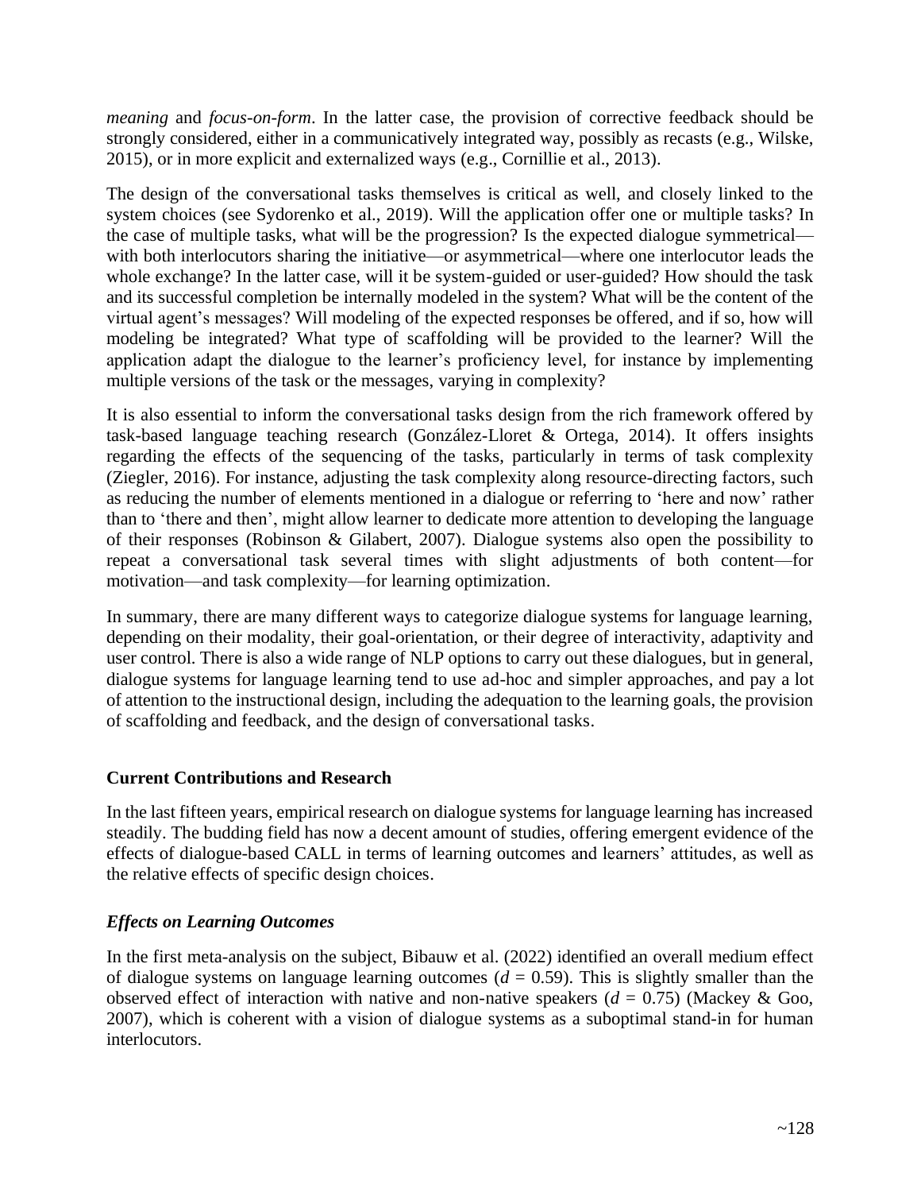*meaning* and *focus-on-form*. In the latter case, the provision of corrective feedback should be strongly considered, either in a communicatively integrated way, possibly as recasts (e.g., Wilske, 2015), or in more explicit and externalized ways (e.g., Cornillie et al., 2013).

The design of the conversational tasks themselves is critical as well, and closely linked to the system choices (see Sydorenko et al., 2019). Will the application offer one or multiple tasks? In the case of multiple tasks, what will be the progression? Is the expected dialogue symmetrical—with both interlocutors sharing the initiative—or asymmetrical—where one interlocutor leads the whole exchange? In the latter case, will it be system-guided or user-guided? How should the task and its successful completion be internally modeled in the system? What will be the content of the virtual agent's messages? Will modeling of the expected responses be offered, and if so, how will modeling be integrated? What type of scaffolding will be provided to the learner? Will the application adapt the dialogue to the learner's proficiency level, for instance by implementing multiple versions of the task or the messages, varying in complexity?

It is also essential to inform the conversational tasks design from the rich framework offered by task-based language teaching research (González-Lloret & Ortega, 2014). It offers insights regarding the effects of the sequencing of the tasks, particularly in terms of task complexity (Ziegler, 2016). For instance, adjusting the task complexity along resource-directing factors, such as reducing the number of elements mentioned in a dialogue or referring to 'here and now' rather than to 'there and then', might allow learner to dedicate more attention to developing the language of their responses (Robinson & Gilabert, 2007). Dialogue systems also open the possibility to repeat a conversational task several times with slight adjustments of both content—for motivation—and task complexity—for learning optimization.

In summary, there are many different ways to categorize dialogue systems for language learning, depending on their modality, their goal-orientation, or their degree of interactivity, adaptivity and user control. There is also a wide range of NLP options to carry out these dialogues, but in general, dialogue systems for language learning tend to use ad-hoc and simpler approaches, and pay a lot of attention to the instructional design, including the adequation to the learning goals, the provision of scaffolding and feedback, and the design of conversational tasks.

## Current Contributions and Research

In the last fifteen years, empirical research on dialogue systems for language learning has increased steadily. The budding field has now a decent amount of studies, offering emergent evidence of the effects of dialogue-based CALL in terms of learning outcomes and learners' attitudes, as well as the relative effects of specific design choices.

### *Effects on Learning Outcomes*

In the first meta-analysis on the subject, Bibauw et al. (2022) identified an overall medium effect of dialogue systems on language learning outcomes ($d = 0.59$). This is slightly smaller than the observed effect of interaction with native and non-native speakers ($d = 0.75$) (Mackey & Goo, 2007), which is coherent with a vision of dialogue systems as a suboptimal stand-in for human interlocutors.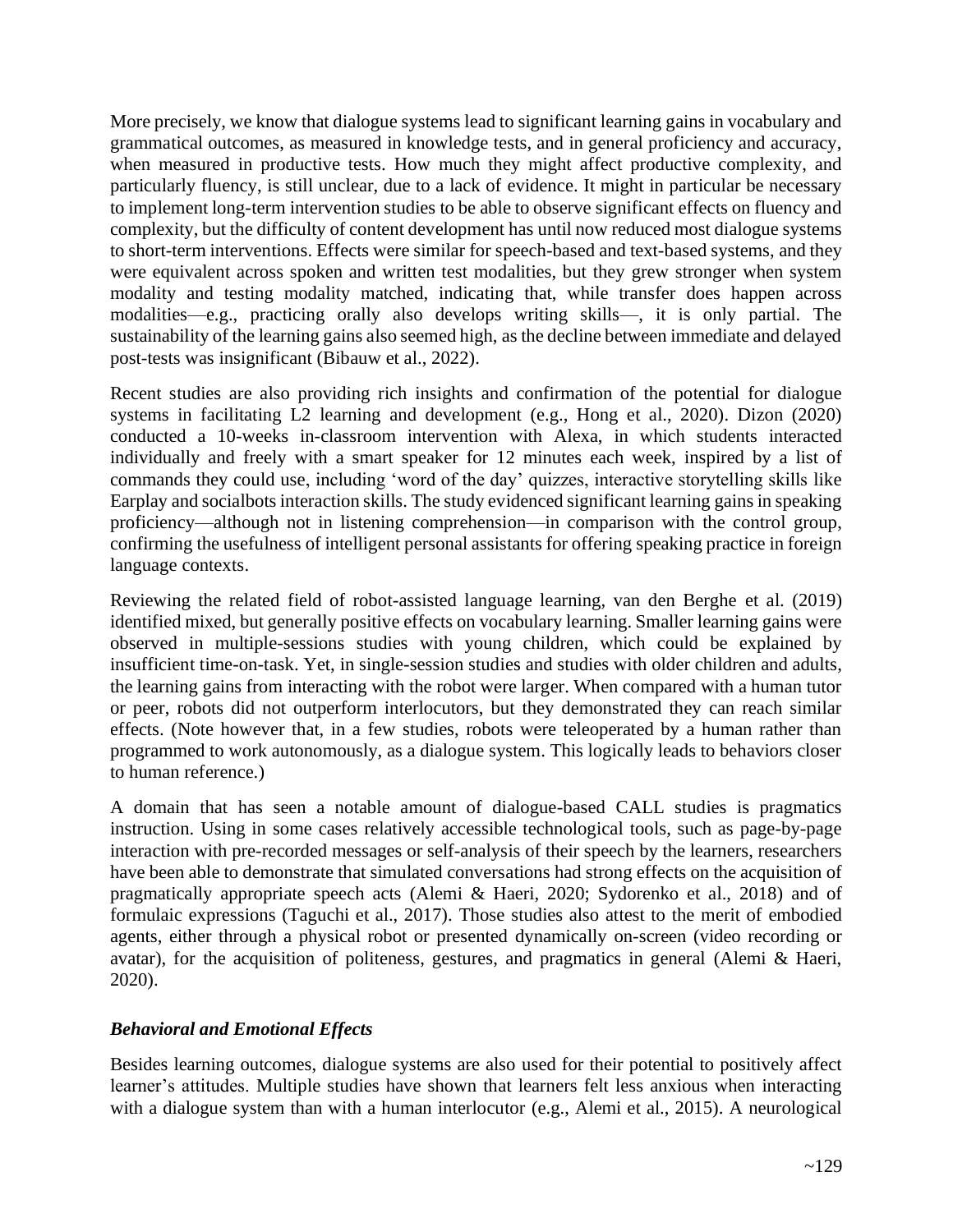More precisely, we know that dialogue systems lead to significant learning gains in vocabulary and grammatical outcomes, as measured in knowledge tests, and in general proficiency and accuracy, when measured in productive tests. How much they might affect productive complexity, and particularly fluency, is still unclear, due to a lack of evidence. It might in particular be necessary to implement long-term intervention studies to be able to observe significant effects on fluency and complexity, but the difficulty of content development has until now reduced most dialogue systems to short-term interventions. Effects were similar for speech-based and text-based systems, and they were equivalent across spoken and written test modalities, but they grew stronger when system modality and testing modality matched, indicating that, while transfer does happen across modalities—e.g., practicing orally also develops writing skills—, it is only partial. The sustainability of the learning gains also seemed high, as the decline between immediate and delayed post-tests was insignificant (Bibauw et al., 2022).

Recent studies are also providing rich insights and confirmation of the potential for dialogue systems in facilitating L2 learning and development (e.g., Hong et al., 2020). Dizon (2020) conducted a 10-weeks in-classroom intervention with Alexa, in which students interacted individually and freely with a smart speaker for 12 minutes each week, inspired by a list of commands they could use, including 'word of the day' quizzes, interactive storytelling skills like Earplay and socialbots interaction skills. The study evidenced significant learning gains in speaking proficiency—although not in listening comprehension—in comparison with the control group, confirming the usefulness of intelligent personal assistants for offering speaking practice in foreign language contexts.

Reviewing the related field of robot-assisted language learning, van den Berghe et al. (2019) identified mixed, but generally positive effects on vocabulary learning. Smaller learning gains were observed in multiple-sessions studies with young children, which could be explained by insufficient time-on-task. Yet, in single-session studies and studies with older children and adults, the learning gains from interacting with the robot were larger. When compared with a human tutor or peer, robots did not outperform interlocutors, but they demonstrated they can reach similar effects. (Note however that, in a few studies, robots were teleoperated by a human rather than programmed to work autonomously, as a dialogue system. This logically leads to behaviors closer to human reference.)

A domain that has seen a notable amount of dialogue-based CALL studies is pragmatics instruction. Using in some cases relatively accessible technological tools, such as page-by-page interaction with pre-recorded messages or self-analysis of their speech by the learners, researchers have been able to demonstrate that simulated conversations had strong effects on the acquisition of pragmatically appropriate speech acts (Alemi & Haeri, 2020; Sydorenko et al., 2018) and of formulaic expressions (Taguchi et al., 2017). Those studies also attest to the merit of embodied agents, either through a physical robot or presented dynamically on-screen (video recording or avatar), for the acquisition of politeness, gestures, and pragmatics in general (Alemi & Haeri, 2020).

### *Behavioral and Emotional Effects*

Besides learning outcomes, dialogue systems are also used for their potential to positively affect learner's attitudes. Multiple studies have shown that learners felt less anxious when interacting with a dialogue system than with a human interlocutor (e.g., Alemi et al., 2015). A neurological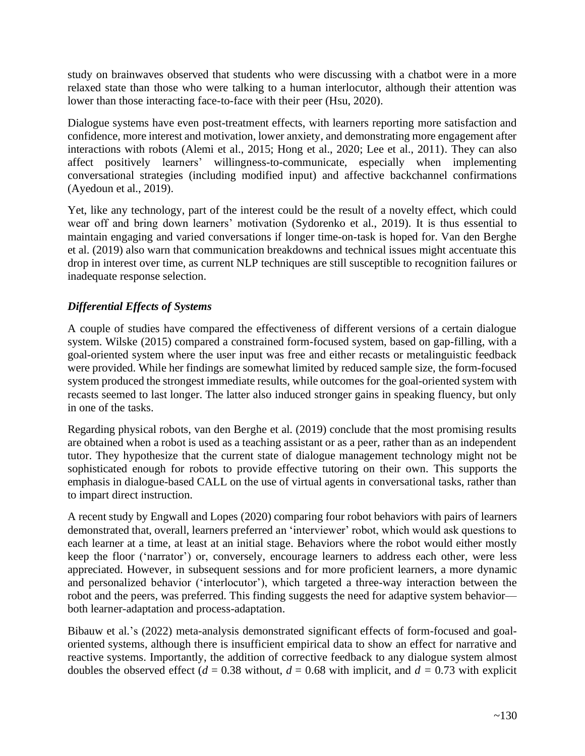study on brainwaves observed that students who were discussing with a chatbot were in a more relaxed state than those who were talking to a human interlocutor, although their attention was lower than those interacting face-to-face with their peer (Hsu, 2020).

Dialogue systems have even post-treatment effects, with learners reporting more satisfaction and confidence, more interest and motivation, lower anxiety, and demonstrating more engagement after interactions with robots (Alemi et al., 2015; Hong et al., 2020; Lee et al., 2011). They can also affect positively learners' willingness-to-communicate, especially when implementing conversational strategies (including modified input) and affective backchannel confirmations (Ayedoun et al., 2019).

Yet, like any technology, part of the interest could be the result of a novelty effect, which could wear off and bring down learners' motivation (Sydorenko et al., 2019). It is thus essential to maintain engaging and varied conversations if longer time-on-task is hoped for. Van den Berghe et al. (2019) also warn that communication breakdowns and technical issues might accentuate this drop in interest over time, as current NLP techniques are still susceptible to recognition failures or inadequate response selection.

### *Differential Effects of Systems*

A couple of studies have compared the effectiveness of different versions of a certain dialogue system. Wilske (2015) compared a constrained form-focused system, based on gap-filling, with a goal-oriented system where the user input was free and either recasts or metalinguistic feedback were provided. While her findings are somewhat limited by reduced sample size, the form-focused system produced the strongest immediate results, while outcomes for the goal-oriented system with recasts seemed to last longer. The latter also induced stronger gains in speaking fluency, but only in one of the tasks.

Regarding physical robots, van den Berghe et al. (2019) conclude that the most promising results are obtained when a robot is used as a teaching assistant or as a peer, rather than as an independent tutor. They hypothesize that the current state of dialogue management technology might not be sophisticated enough for robots to provide effective tutoring on their own. This supports the emphasis in dialogue-based CALL on the use of virtual agents in conversational tasks, rather than to impart direct instruction.

A recent study by Engwall and Lopes (2020) comparing four robot behaviors with pairs of learners demonstrated that, overall, learners preferred an 'interviewer' robot, which would ask questions to each learner at a time, at least at an initial stage. Behaviors where the robot would either mostly keep the floor ('narrator') or, conversely, encourage learners to address each other, were less appreciated. However, in subsequent sessions and for more proficient learners, a more dynamic and personalized behavior ('interlocutor'), which targeted a three-way interaction between the robot and the peers, was preferred. This finding suggests the need for adaptive system behavior—both learner-adaptation and process-adaptation.

Bibauw et al.'s (2022) meta-analysis demonstrated significant effects of form-focused and goal-oriented systems, although there is insufficient empirical data to show an effect for narrative and reactive systems. Importantly, the addition of corrective feedback to any dialogue system almost doubles the observed effect ($d = 0.38$ without, $d = 0.68$ with implicit, and $d = 0.73$ with explicit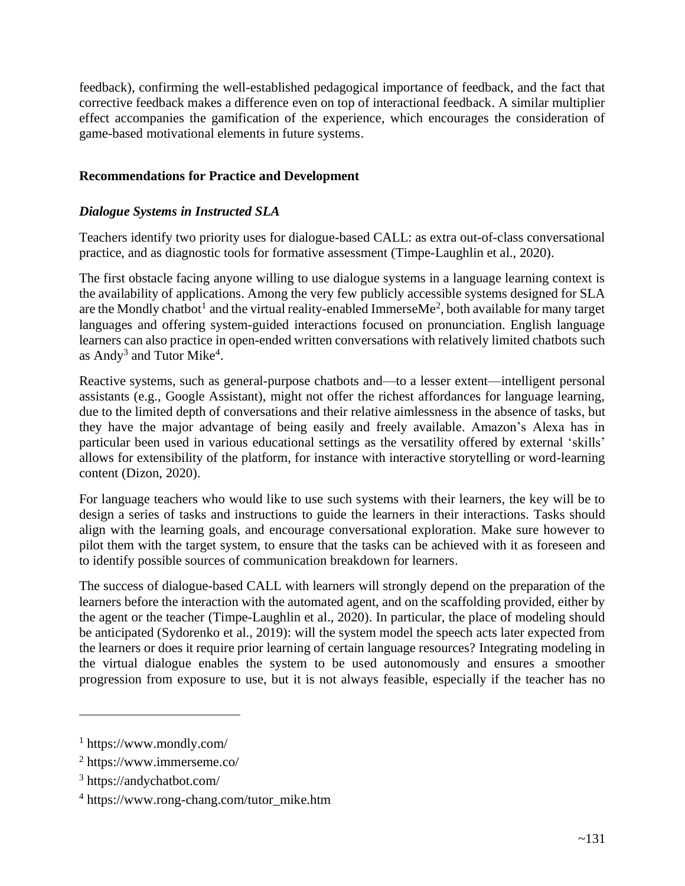feedback), confirming the well-established pedagogical importance of feedback, and the fact that corrective feedback makes a difference even on top of interactional feedback. A similar multiplier effect accompanies the gamification of the experience, which encourages the consideration of game-based motivational elements in future systems.

## Recommendations for Practice and Development

### *Dialogue Systems in Instructed SLA*

Teachers identify two priority uses for dialogue-based CALL: as extra out-of-class conversational practice, and as diagnostic tools for formative assessment (Timpe-Laughlin et al., 2020).

The first obstacle facing anyone willing to use dialogue systems in a language learning context is the availability of applications. Among the very few publicly accessible systems designed for SLA are the Mondly chatbot[1] and the virtual reality-enabled ImmerseMe[2], both available for many target languages and offering system-guided interactions focused on pronunciation. English language learners can also practice in open-ended written conversations with relatively limited chatbots such as Andy[3] and Tutor Mike[4].

Reactive systems, such as general-purpose chatbots and—to a lesser extent—intelligent personal assistants (e.g., Google Assistant), might not offer the richest affordances for language learning, due to the limited depth of conversations and their relative aimlessness in the absence of tasks, but they have the major advantage of being easily and freely available. Amazon's Alexa has in particular been used in various educational settings as the versatility offered by external 'skills' allows for extensibility of the platform, for instance with interactive storytelling or word-learning content (Dizon, 2020).

For language teachers who would like to use such systems with their learners, the key will be to design a series of tasks and instructions to guide the learners in their interactions. Tasks should align with the learning goals, and encourage conversational exploration. Make sure however to pilot them with the target system, to ensure that the tasks can be achieved with it as foreseen and to identify possible sources of communication breakdown for learners.

The success of dialogue-based CALL with learners will strongly depend on the preparation of the learners before the interaction with the automated agent, and on the scaffolding provided, either by the agent or the teacher (Timpe-Laughlin et al., 2020). In particular, the place of modeling should be anticipated (Sydorenko et al., 2019): will the system model the speech acts later expected from the learners or does it require prior learning of certain language resources? Integrating modeling in the virtual dialogue enables the system to be used autonomously and ensures a smoother progression from exposure to use, but it is not always feasible, especially if the teacher has no

---

[1] https://www.mondly.com/

[2] https://www.immerseme.co/

[3] https://andychatbot.com/

[4] https://www.rong-chang.com/tutor_mike.htm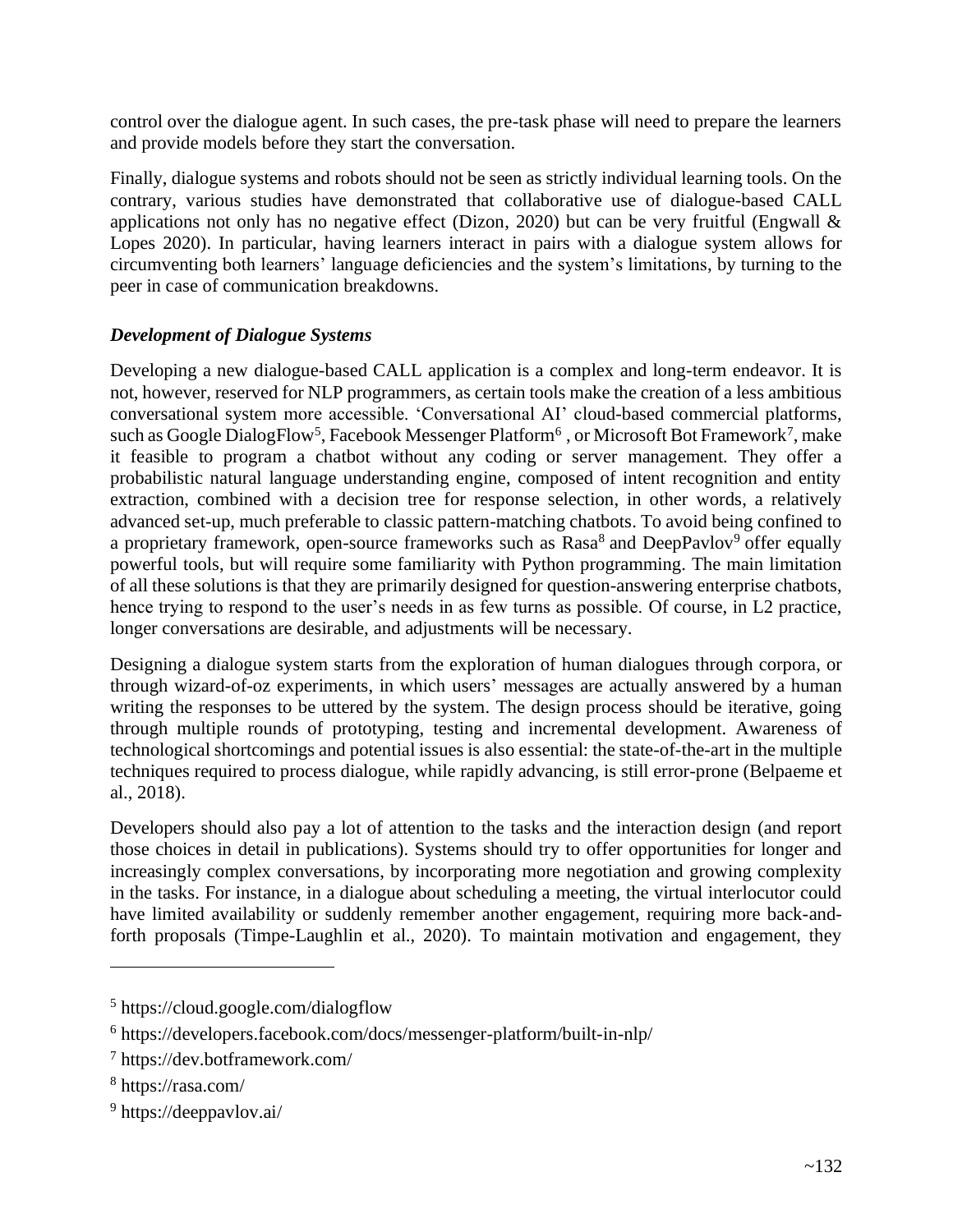control over the dialogue agent. In such cases, the pre-task phase will need to prepare the learners and provide models before they start the conversation.

Finally, dialogue systems and robots should not be seen as strictly individual learning tools. On the contrary, various studies have demonstrated that collaborative use of dialogue-based CALL applications not only has no negative effect (Dizon, 2020) but can be very fruitful (Engwall & Lopes 2020). In particular, having learners interact in pairs with a dialogue system allows for circumventing both learners' language deficiencies and the system's limitations, by turning to the peer in case of communication breakdowns.

### *Development of Dialogue Systems*

Developing a new dialogue-based CALL application is a complex and long-term endeavor. It is not, however, reserved for NLP programmers, as certain tools make the creation of a less ambitious conversational system more accessible. 'Conversational AI' cloud-based commercial platforms, such as Google DialogFlow[5], Facebook Messenger Platform[6] , or Microsoft Bot Framework[7], make it feasible to program a chatbot without any coding or server management. They offer a probabilistic natural language understanding engine, composed of intent recognition and entity extraction, combined with a decision tree for response selection, in other words, a relatively advanced set-up, much preferable to classic pattern-matching chatbots. To avoid being confined to a proprietary framework, open-source frameworks such as Rasa[8] and DeepPavlov[9] offer equally powerful tools, but will require some familiarity with Python programming. The main limitation of all these solutions is that they are primarily designed for question-answering enterprise chatbots, hence trying to respond to the user's needs in as few turns as possible. Of course, in L2 practice, longer conversations are desirable, and adjustments will be necessary.

Designing a dialogue system starts from the exploration of human dialogues through corpora, or through wizard-of-oz experiments, in which users' messages are actually answered by a human writing the responses to be uttered by the system. The design process should be iterative, going through multiple rounds of prototyping, testing and incremental development. Awareness of technological shortcomings and potential issues is also essential: the state-of-the-art in the multiple techniques required to process dialogue, while rapidly advancing, is still error-prone (Belpaeme et al., 2018).

Developers should also pay a lot of attention to the tasks and the interaction design (and report those choices in detail in publications). Systems should try to offer opportunities for longer and increasingly complex conversations, by incorporating more negotiation and growing complexity in the tasks. For instance, in a dialogue about scheduling a meeting, the virtual interlocutor could have limited availability or suddenly remember another engagement, requiring more back-and-forth proposals (Timpe-Laughlin et al., 2020). To maintain motivation and engagement, they

---

[5] https://cloud.google.com/dialogflow

[6] https://developers.facebook.com/docs/messenger-platform/built-in-nlp/

[7] https://dev.botframework.com/

[8] https://rasa.com/

[9] https://deeppavlov.ai/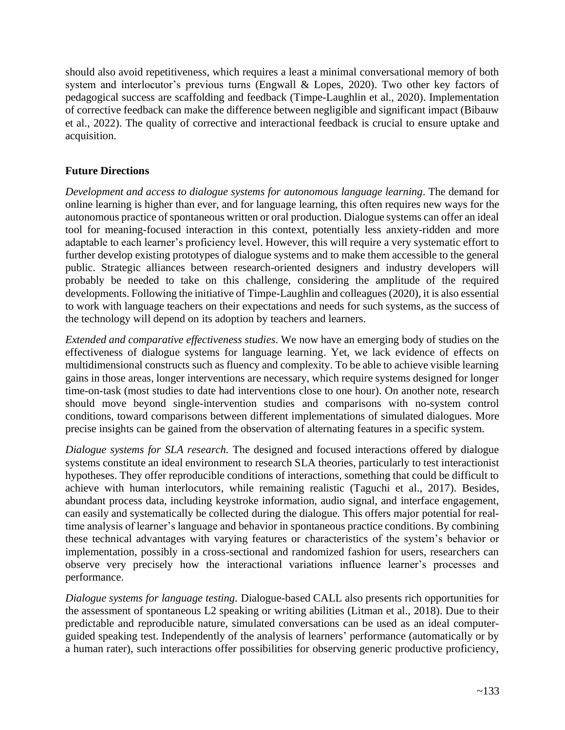should also avoid repetitiveness, which requires a least a minimal conversational memory of both system and interlocutor's previous turns (Engwall & Lopes, 2020). Two other key factors of pedagogical success are scaffolding and feedback (Timpe-Laughlin et al., 2020). Implementation of corrective feedback can make the difference between negligible and significant impact (Bibauw et al., 2022). The quality of corrective and interactional feedback is crucial to ensure uptake and acquisition.

## Future Directions

*Development and access to dialogue systems for autonomous language learning*. The demand for online learning is higher than ever, and for language learning, this often requires new ways for the autonomous practice of spontaneous written or oral production. Dialogue systems can offer an ideal tool for meaning-focused interaction in this context, potentially less anxiety-ridden and more adaptable to each learner's proficiency level. However, this will require a very systematic effort to further develop existing prototypes of dialogue systems and to make them accessible to the general public. Strategic alliances between research-oriented designers and industry developers will probably be needed to take on this challenge, considering the amplitude of the required developments. Following the initiative of Timpe-Laughlin and colleagues (2020), it is also essential to work with language teachers on their expectations and needs for such systems, as the success of the technology will depend on its adoption by teachers and learners.

*Extended and comparative effectiveness studies*. We now have an emerging body of studies on the effectiveness of dialogue systems for language learning. Yet, we lack evidence of effects on multidimensional constructs such as fluency and complexity. To be able to achieve visible learning gains in those areas, longer interventions are necessary, which require systems designed for longer time-on-task (most studies to date had interventions close to one hour). On another note, research should move beyond single-intervention studies and comparisons with no-system control conditions, toward comparisons between different implementations of simulated dialogues. More precise insights can be gained from the observation of alternating features in a specific system.

*Dialogue systems for SLA research.* The designed and focused interactions offered by dialogue systems constitute an ideal environment to research SLA theories, particularly to test interactionist hypotheses. They offer reproducible conditions of interactions, something that could be difficult to achieve with human interlocutors, while remaining realistic (Taguchi et al., 2017). Besides, abundant process data, including keystroke information, audio signal, and interface engagement, can easily and systematically be collected during the dialogue. This offers major potential for real-time analysis of learner's language and behavior in spontaneous practice conditions. By combining these technical advantages with varying features or characteristics of the system's behavior or implementation, possibly in a cross-sectional and randomized fashion for users, researchers can observe very precisely how the interactional variations influence learner's processes and performance.

*Dialogue systems for language testing.* Dialogue-based CALL also presents rich opportunities for the assessment of spontaneous L2 speaking or writing abilities (Litman et al., 2018). Due to their predictable and reproducible nature, simulated conversations can be used as an ideal computer-guided speaking test. Independently of the analysis of learners' performance (automatically or by a human rater), such interactions offer possibilities for observing generic productive proficiency,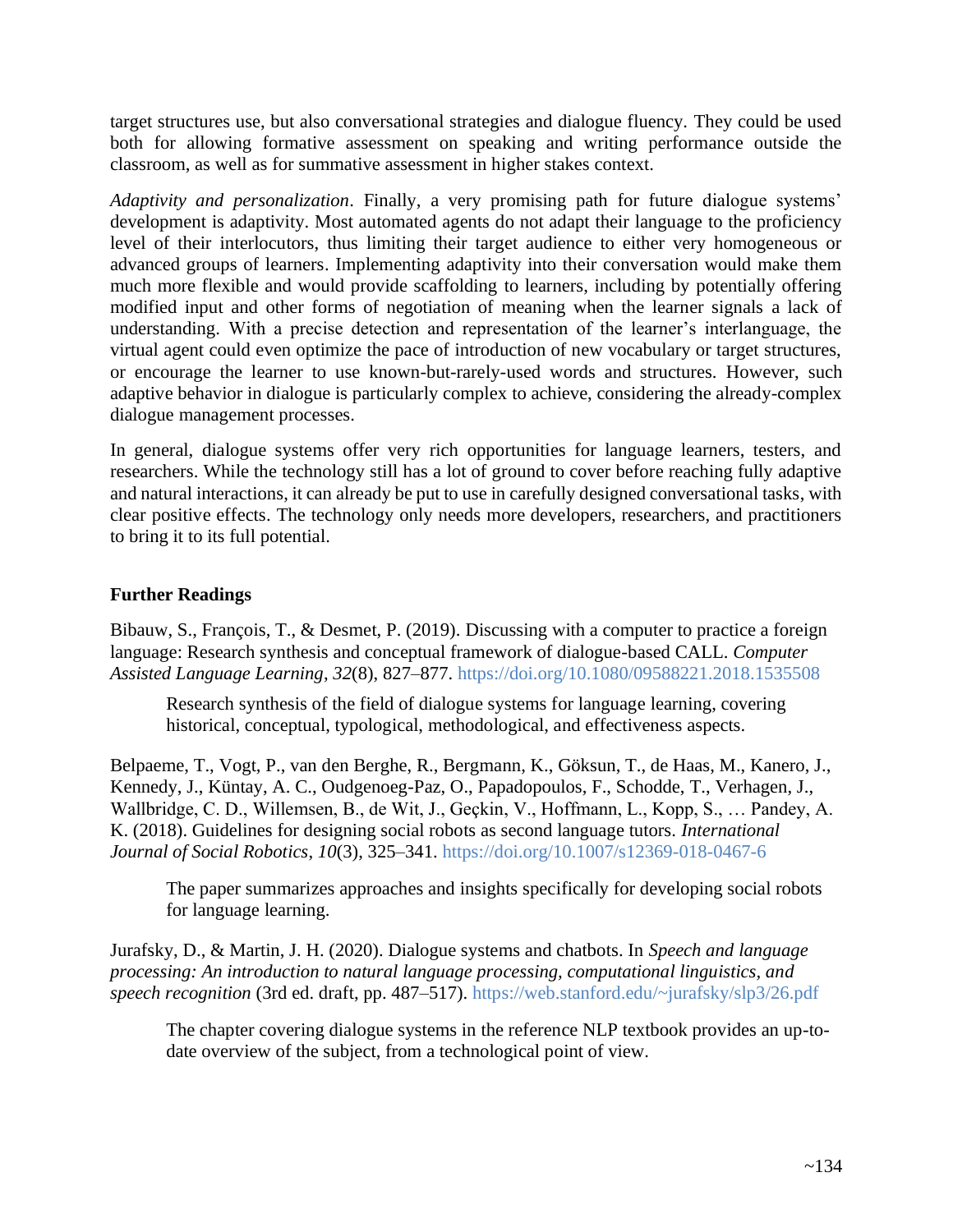target structures use, but also conversational strategies and dialogue fluency. They could be used both for allowing formative assessment on speaking and writing performance outside the classroom, as well as for summative assessment in higher stakes context.

*Adaptivity and personalization*. Finally, a very promising path for future dialogue systems' development is adaptivity. Most automated agents do not adapt their language to the proficiency level of their interlocutors, thus limiting their target audience to either very homogeneous or advanced groups of learners. Implementing adaptivity into their conversation would make them much more flexible and would provide scaffolding to learners, including by potentially offering modified input and other forms of negotiation of meaning when the learner signals a lack of understanding. With a precise detection and representation of the learner's interlanguage, the virtual agent could even optimize the pace of introduction of new vocabulary or target structures, or encourage the learner to use known-but-rarely-used words and structures. However, such adaptive behavior in dialogue is particularly complex to achieve, considering the already-complex dialogue management processes.

In general, dialogue systems offer very rich opportunities for language learners, testers, and researchers. While the technology still has a lot of ground to cover before reaching fully adaptive and natural interactions, it can already be put to use in carefully designed conversational tasks, with clear positive effects. The technology only needs more developers, researchers, and practitioners to bring it to its full potential.

## Further Readings

Bibauw, S., François, T., & Desmet, P. (2019). Discussing with a computer to practice a foreign language: Research synthesis and conceptual framework of dialogue-based CALL. *Computer Assisted Language Learning*, *32*(8), 827–877. https://doi.org/10.1080/09588221.2018.1535508

> Research synthesis of the field of dialogue systems for language learning, covering historical, conceptual, typological, methodological, and effectiveness aspects.

Belpaeme, T., Vogt, P., van den Berghe, R., Bergmann, K., Göksun, T., de Haas, M., Kanero, J., Kennedy, J., Küntay, A. C., Oudgenoeg-Paz, O., Papadopoulos, F., Schodde, T., Verhagen, J., Wallbridge, C. D., Willemsen, B., de Wit, J., Geçkin, V., Hoffmann, L., Kopp, S., … Pandey, A. K. (2018). Guidelines for designing social robots as second language tutors. *International Journal of Social Robotics*, *10*(3), 325–341. https://doi.org/10.1007/s12369-018-0467-6

> The paper summarizes approaches and insights specifically for developing social robots for language learning.

Jurafsky, D., & Martin, J. H. (2020). Dialogue systems and chatbots. In *Speech and language processing: An introduction to natural language processing, computational linguistics, and speech recognition* (3rd ed. draft, pp. 487–517). https://web.stanford.edu/~jurafsky/slp3/26.pdf

> The chapter covering dialogue systems in the reference NLP textbook provides an up-to-date overview of the subject, from a technological point of view.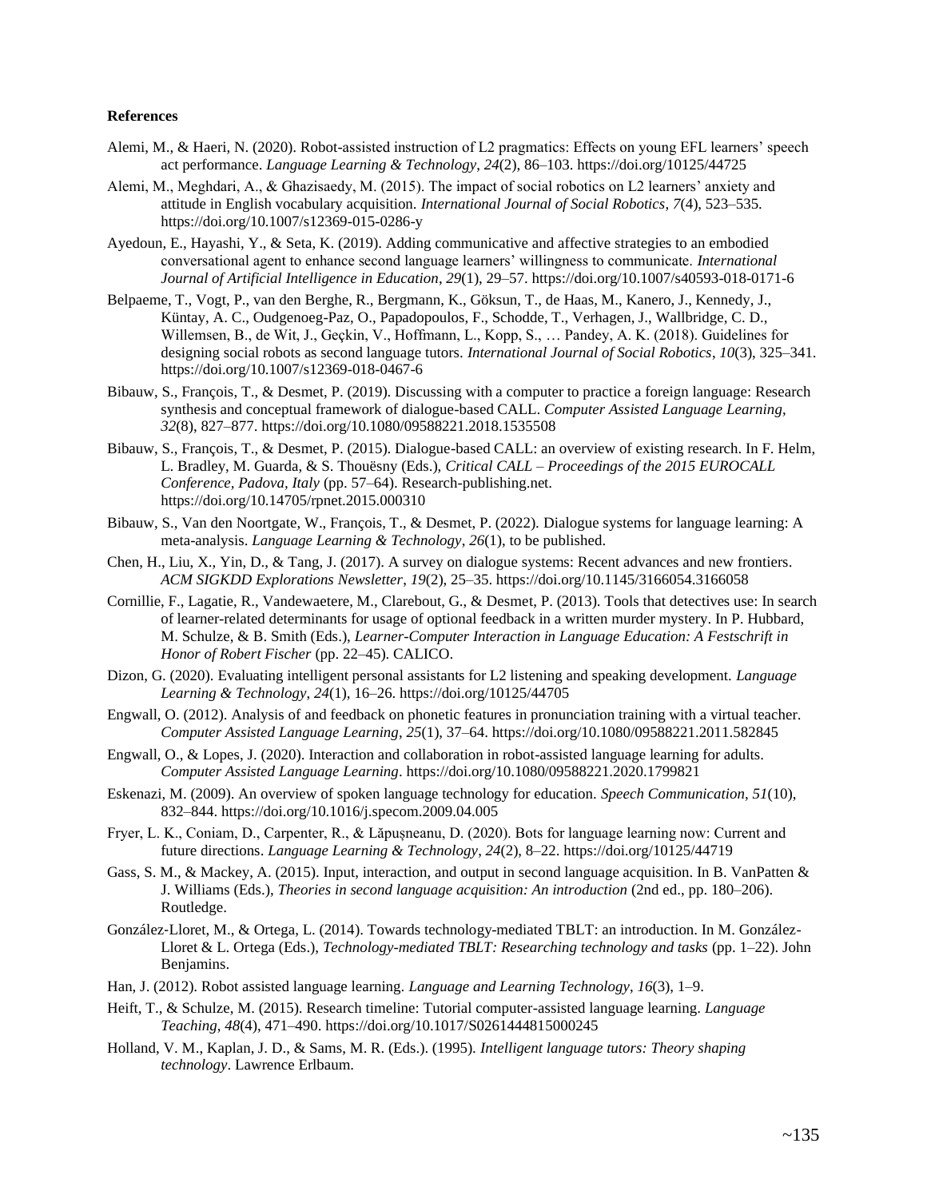**References**

Alemi, M., & Haeri, N. (2020). Robot-assisted instruction of L2 pragmatics: Effects on young EFL learners' speech act performance. *Language Learning & Technology*, *24*(2), 86–103. https://doi.org/10125/44725

Alemi, M., Meghdari, A., & Ghazisaedy, M. (2015). The impact of social robotics on L2 learners' anxiety and attitude in English vocabulary acquisition. *International Journal of Social Robotics*, *7*(4), 523–535. https://doi.org/10.1007/s12369-015-0286-y

Ayedoun, E., Hayashi, Y., & Seta, K. (2019). Adding communicative and affective strategies to an embodied conversational agent to enhance second language learners' willingness to communicate. *International Journal of Artificial Intelligence in Education*, *29*(1), 29–57. https://doi.org/10.1007/s40593-018-0171-6

Belpaeme, T., Vogt, P., van den Berghe, R., Bergmann, K., Göksun, T., de Haas, M., Kanero, J., Kennedy, J., Küntay, A. C., Oudgenoeg-Paz, O., Papadopoulos, F., Schodde, T., Verhagen, J., Wallbridge, C. D., Willemsen, B., de Wit, J., Geçkin, V., Hoffmann, L., Kopp, S., … Pandey, A. K. (2018). Guidelines for designing social robots as second language tutors. *International Journal of Social Robotics*, *10*(3), 325–341. https://doi.org/10.1007/s12369-018-0467-6

Bibauw, S., François, T., & Desmet, P. (2019). Discussing with a computer to practice a foreign language: Research synthesis and conceptual framework of dialogue-based CALL. *Computer Assisted Language Learning*, *32*(8), 827–877. https://doi.org/10.1080/09588221.2018.1535508

Bibauw, S., François, T., & Desmet, P. (2015). Dialogue-based CALL: an overview of existing research. In F. Helm, L. Bradley, M. Guarda, & S. Thouësny (Eds.), *Critical CALL – Proceedings of the 2015 EUROCALL Conference, Padova, Italy* (pp. 57–64). Research-publishing.net. https://doi.org/10.14705/rpnet.2015.000310

Bibauw, S., Van den Noortgate, W., François, T., & Desmet, P. (2022). Dialogue systems for language learning: A meta-analysis. *Language Learning & Technology*, *26*(1), to be published.

Chen, H., Liu, X., Yin, D., & Tang, J. (2017). A survey on dialogue systems: Recent advances and new frontiers. *ACM SIGKDD Explorations Newsletter*, *19*(2), 25–35. https://doi.org/10.1145/3166054.3166058

Cornillie, F., Lagatie, R., Vandewaetere, M., Clarebout, G., & Desmet, P. (2013). Tools that detectives use: In search of learner-related determinants for usage of optional feedback in a written murder mystery. In P. Hubbard, M. Schulze, & B. Smith (Eds.), *Learner-Computer Interaction in Language Education: A Festschrift in Honor of Robert Fischer* (pp. 22–45). CALICO.

Dizon, G. (2020). Evaluating intelligent personal assistants for L2 listening and speaking development. *Language Learning & Technology*, *24*(1), 16–26. https://doi.org/10125/44705

Engwall, O. (2012). Analysis of and feedback on phonetic features in pronunciation training with a virtual teacher. *Computer Assisted Language Learning*, *25*(1), 37–64. https://doi.org/10.1080/09588221.2011.582845

Engwall, O., & Lopes, J. (2020). Interaction and collaboration in robot-assisted language learning for adults. *Computer Assisted Language Learning*. https://doi.org/10.1080/09588221.2020.1799821

Eskenazi, M. (2009). An overview of spoken language technology for education. *Speech Communication*, *51*(10), 832–844. https://doi.org/10.1016/j.specom.2009.04.005

Fryer, L. K., Coniam, D., Carpenter, R., & Lăpușneanu, D. (2020). Bots for language learning now: Current and future directions. *Language Learning & Technology*, *24*(2), 8–22. https://doi.org/10125/44719

Gass, S. M., & Mackey, A. (2015). Input, interaction, and output in second language acquisition. In B. VanPatten & J. Williams (Eds.), *Theories in second language acquisition: An introduction* (2nd ed., pp. 180–206). Routledge.

González-Lloret, M., & Ortega, L. (2014). Towards technology-mediated TBLT: an introduction. In M. González-Lloret & L. Ortega (Eds.), *Technology-mediated TBLT: Researching technology and tasks* (pp. 1–22). John Benjamins.

Han, J. (2012). Robot assisted language learning. *Language and Learning Technology*, *16*(3), 1–9.

Heift, T., & Schulze, M. (2015). Research timeline: Tutorial computer-assisted language learning. *Language Teaching*, *48*(4), 471–490. https://doi.org/10.1017/S0261444815000245

Holland, V. M., Kaplan, J. D., & Sams, M. R. (Eds.). (1995). *Intelligent language tutors: Theory shaping technology*. Lawrence Erlbaum.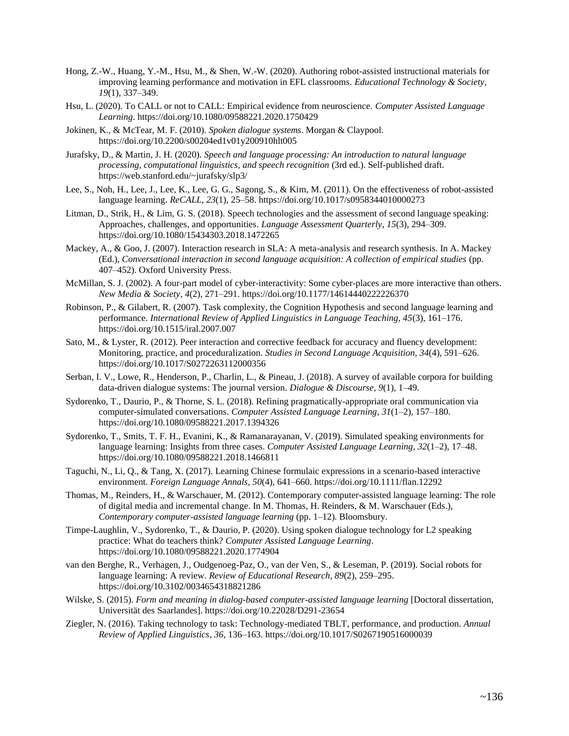Hong, Z.-W., Huang, Y.-M., Hsu, M., & Shen, W.-W. (2020). Authoring robot-assisted instructional materials for improving learning performance and motivation in EFL classrooms. *Educational Technology & Society*, *19*(1), 337–349.

Hsu, L. (2020). To CALL or not to CALL: Empirical evidence from neuroscience. *Computer Assisted Language Learning*. https://doi.org/10.1080/09588221.2020.1750429

Jokinen, K., & McTear, M. F. (2010). *Spoken dialogue systems*. Morgan & Claypool. https://doi.org/10.2200/s00204ed1v01y200910hlt005

Jurafsky, D., & Martin, J. H. (2020). *Speech and language processing: An introduction to natural language processing, computational linguistics, and speech recognition* (3rd ed.). Self-published draft. https://web.stanford.edu/~jurafsky/slp3/

Lee, S., Noh, H., Lee, J., Lee, K., Lee, G. G., Sagong, S., & Kim, M. (2011). On the effectiveness of robot-assisted language learning. *ReCALL*, *23*(1), 25–58. https://doi.org/10.1017/s0958344010000273

Litman, D., Strik, H., & Lim, G. S. (2018). Speech technologies and the assessment of second language speaking: Approaches, challenges, and opportunities. *Language Assessment Quarterly*, *15*(3), 294–309. https://doi.org/10.1080/15434303.2018.1472265

Mackey, A., & Goo, J. (2007). Interaction research in SLA: A meta-analysis and research synthesis. In A. Mackey (Ed.), *Conversational interaction in second language acquisition: A collection of empirical studies* (pp. 407–452). Oxford University Press.

McMillan, S. J. (2002). A four-part model of cyber-interactivity: Some cyber-places are more interactive than others. *New Media & Society*, *4*(2), 271–291. https://doi.org/10.1177/14614440222226370

Robinson, P., & Gilabert, R. (2007). Task complexity, the Cognition Hypothesis and second language learning and performance. *International Review of Applied Linguistics in Language Teaching*, *45*(3), 161–176. https://doi.org/10.1515/iral.2007.007

Sato, M., & Lyster, R. (2012). Peer interaction and corrective feedback for accuracy and fluency development: Monitoring, practice, and proceduralization. *Studies in Second Language Acquisition*, *34*(4), 591–626. https://doi.org/10.1017/S0272263112000356

Serban, I. V., Lowe, R., Henderson, P., Charlin, L., & Pineau, J. (2018). A survey of available corpora for building data-driven dialogue systems: The journal version. *Dialogue & Discourse*, *9*(1), 1–49.

Sydorenko, T., Daurio, P., & Thorne, S. L. (2018). Refining pragmatically-appropriate oral communication via computer-simulated conversations. *Computer Assisted Language Learning*, *31*(1–2), 157–180. https://doi.org/10.1080/09588221.2017.1394326

Sydorenko, T., Smits, T. F. H., Evanini, K., & Ramanarayanan, V. (2019). Simulated speaking environments for language learning: Insights from three cases. *Computer Assisted Language Learning*, *32*(1–2), 17–48. https://doi.org/10.1080/09588221.2018.1466811

Taguchi, N., Li, Q., & Tang, X. (2017). Learning Chinese formulaic expressions in a scenario-based interactive environment. *Foreign Language Annals*, *50*(4), 641–660. https://doi.org/10.1111/flan.12292

Thomas, M., Reinders, H., & Warschauer, M. (2012). Contemporary computer-assisted language learning: The role of digital media and incremental change. In M. Thomas, H. Reinders, & M. Warschauer (Eds.), *Contemporary computer-assisted language learning* (pp. 1–12). Bloomsbury.

Timpe-Laughlin, V., Sydorenko, T., & Daurio, P. (2020). Using spoken dialogue technology for L2 speaking practice: What do teachers think? *Computer Assisted Language Learning*. https://doi.org/10.1080/09588221.2020.1774904

van den Berghe, R., Verhagen, J., Oudgenoeg-Paz, O., van der Ven, S., & Leseman, P. (2019). Social robots for language learning: A review. *Review of Educational Research*, *89*(2), 259–295. https://doi.org/10.3102/0034654318821286

Wilske, S. (2015). *Form and meaning in dialog-based computer-assisted language learning* [Doctoral dissertation, Universität des Saarlandes]. https://doi.org/10.22028/D291-23654

Ziegler, N. (2016). Taking technology to task: Technology-mediated TBLT, performance, and production. *Annual Review of Applied Linguistics*, *36*, 136–163. https://doi.org/10.1017/S0267190516000039